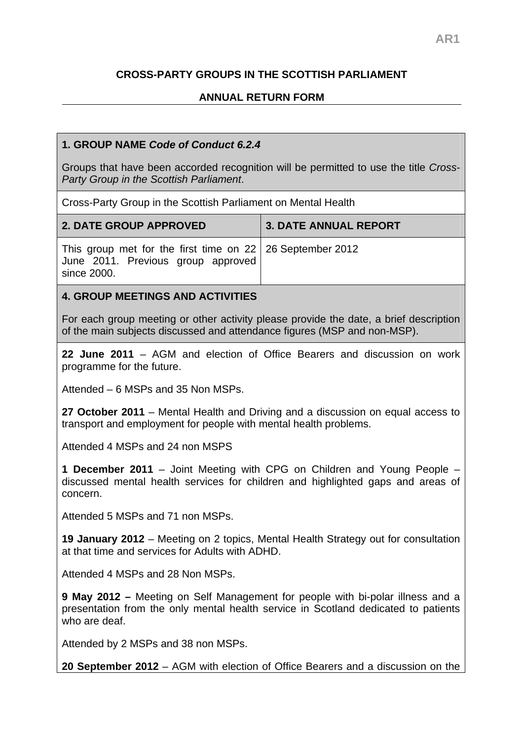AR1

**CROSS-PARTY GROUPS IN THE SCOTTISH PARLIAMENT**

**ANNUAL RETURN FORM**

**1. GROUP NAME *Code of Conduct 6.2.4***

Groups that have been accorded recognition will be permitted to use the title *Cross-Party Group in the Scottish Parliament*.

Cross-Party Group in the Scottish Parliament on Mental Health

| **2. DATE GROUP APPROVED** | **3. DATE ANNUAL REPORT** |
|---|---|
| This group met for the first time on 22 June 2011. Previous group approved since 2000. | 26 September 2012 |

**4. GROUP MEETINGS AND ACTIVITIES**

For each group meeting or other activity please provide the date, a brief description of the main subjects discussed and attendance figures (MSP and non-MSP).

**22 June 2011** – AGM and election of Office Bearers and discussion on work programme for the future.

Attended – 6 MSPs and 35 Non MSPs.

**27 October 2011** – Mental Health and Driving and a discussion on equal access to transport and employment for people with mental health problems.

Attended 4 MSPs and 24 non MSPS

**1 December 2011** – Joint Meeting with CPG on Children and Young People – discussed mental health services for children and highlighted gaps and areas of concern.

Attended 5 MSPs and 71 non MSPs.

**19 January 2012** – Meeting on 2 topics, Mental Health Strategy out for consultation at that time and services for Adults with ADHD.

Attended 4 MSPs and 28 Non MSPs.

**9 May 2012 –** Meeting on Self Management for people with bi-polar illness and a presentation from the only mental health service in Scotland dedicated to patients who are deaf.

Attended by 2 MSPs and 38 non MSPs.

**20 September 2012** – AGM with election of Office Bearers and a discussion on the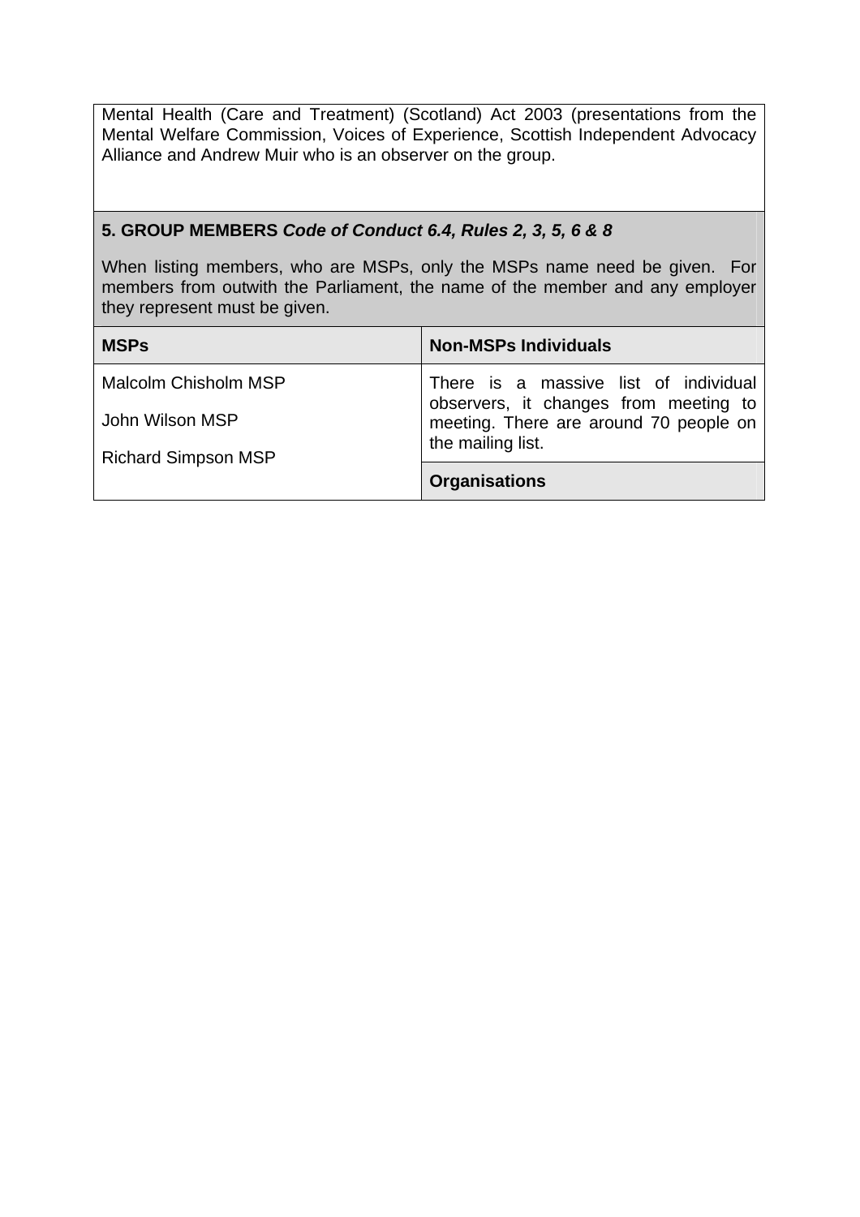Mental Health (Care and Treatment) (Scotland) Act 2003 (presentations from the Mental Welfare Commission, Voices of Experience, Scottish Independent Advocacy Alliance and Andrew Muir who is an observer on the group.

**5. GROUP MEMBERS** ***Code of Conduct 6.4, Rules 2, 3, 5, 6 & 8***

When listing members, who are MSPs, only the MSPs name need be given. For members from outwith the Parliament, the name of the member and any employer they represent must be given.

| MSPs | Non-MSPs Individuals |
|---|---|
| Malcolm Chisholm MSP<br>John Wilson MSP<br>Richard Simpson MSP | There is a massive list of individual observers, it changes from meeting to meeting. There are around 70 people on the mailing list. |
| | **Organisations** |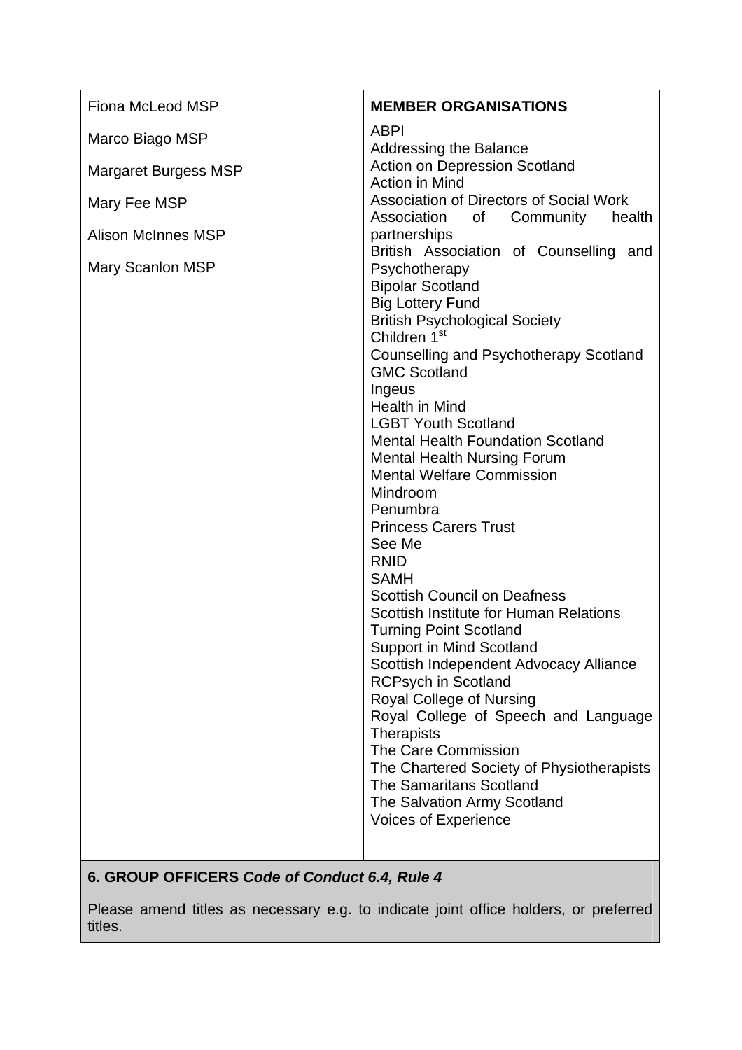| Fiona McLeod MSP<br><br>Marco Biago MSP<br><br>Margaret Burgess MSP<br><br>Mary Fee MSP<br><br>Alison McInnes MSP<br><br>Mary Scanlon MSP | **MEMBER ORGANISATIONS**<br>ABPI<br>Addressing the Balance<br>Action on Depression Scotland<br>Action in Mind<br>Association of Directors of Social Work<br>Association of Community health partnerships<br>British Association of Counselling and Psychotherapy<br>Bipolar Scotland<br>Big Lottery Fund<br>British Psychological Society<br>Children 1st<br>Counselling and Psychotherapy Scotland<br>GMC Scotland<br>Ingeus<br>Health in Mind<br>LGBT Youth Scotland<br>Mental Health Foundation Scotland<br>Mental Health Nursing Forum<br>Mental Welfare Commission<br>Mindroom<br>Penumbra<br>Princess Carers Trust<br>See Me<br>RNID<br>SAMH<br>Scottish Council on Deafness<br>Scottish Institute for Human Relations<br>Turning Point Scotland<br>Support in Mind Scotland<br>Scottish Independent Advocacy Alliance<br>RCPsych in Scotland<br>Royal College of Nursing<br>Royal College of Speech and Language Therapists<br>The Care Commission<br>The Chartered Society of Physiotherapists<br>The Samaritans Scotland<br>The Salvation Army Scotland<br>Voices of Experience |
|---|---|

**6. GROUP OFFICERS** ***Code of Conduct 6.4, Rule 4***

Please amend titles as necessary e.g. to indicate joint office holders, or preferred titles.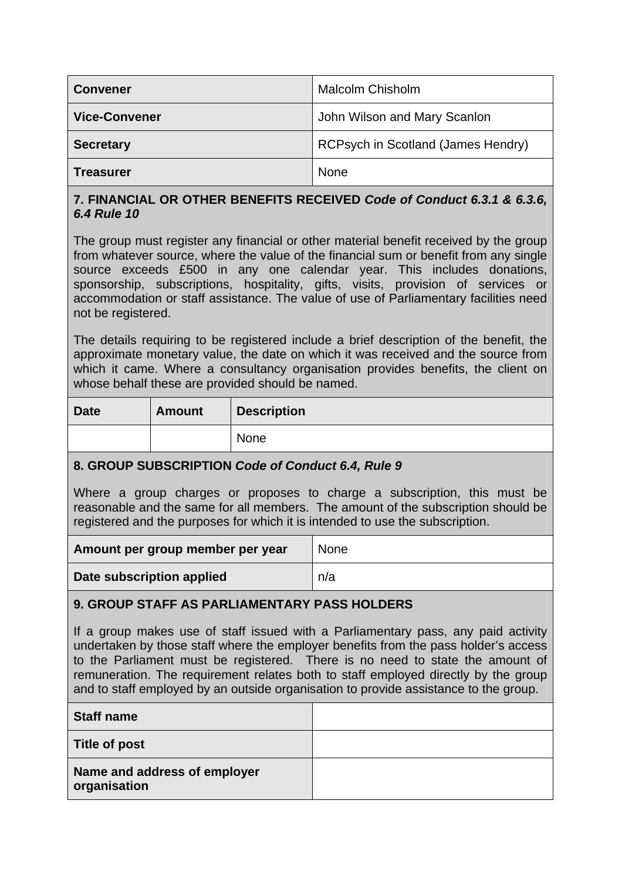| | |
|---|---|
| **Convener** | Malcolm Chisholm |
| **Vice-Convener** | John Wilson and Mary Scanlon |
| **Secretary** | RCPsych in Scotland (James Hendry) |
| **Treasurer** | None |

### 7. FINANCIAL OR OTHER BENEFITS RECEIVED *Code of Conduct 6.3.1 & 6.3.6, 6.4 Rule 10*

The group must register any financial or other material benefit received by the group from whatever source, where the value of the financial sum or benefit from any single source exceeds £500 in any one calendar year. This includes donations, sponsorship, subscriptions, hospitality, gifts, visits, provision of services or accommodation or staff assistance. The value of use of Parliamentary facilities need not be registered.

The details requiring to be registered include a brief description of the benefit, the approximate monetary value, the date on which it was received and the source from which it came. Where a consultancy organisation provides benefits, the client on whose behalf these are provided should be named.

| Date | Amount | Description |
|---|---|---|
| | | None |

### 8. GROUP SUBSCRIPTION *Code of Conduct 6.4, Rule 9*

Where a group charges or proposes to charge a subscription, this must be reasonable and the same for all members. The amount of the subscription should be registered and the purposes for which it is intended to use the subscription.

| | |
|---|---|
| **Amount per group member per year** | None |
| **Date subscription applied** | n/a |

### 9. GROUP STAFF AS PARLIAMENTARY PASS HOLDERS

If a group makes use of staff issued with a Parliamentary pass, any paid activity undertaken by those staff where the employer benefits from the pass holder's access to the Parliament must be registered. There is no need to state the amount of remuneration. The requirement relates both to staff employed directly by the group and to staff employed by an outside organisation to provide assistance to the group.

| | |
|---|---|
| **Staff name** | |
| **Title of post** | |
| **Name and address of employer organisation** | |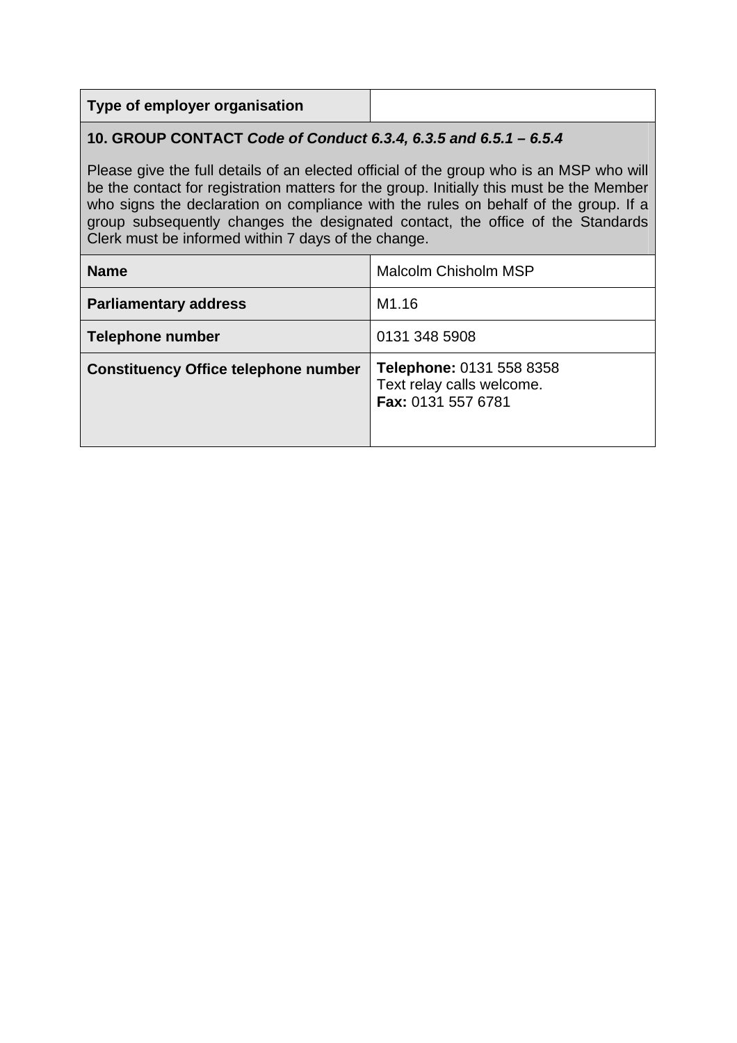| | |
|---|---|
| **Type of employer organisation** | |

**10. GROUP CONTACT** ***Code of Conduct 6.3.4, 6.3.5 and 6.5.1 – 6.5.4***

Please give the full details of an elected official of the group who is an MSP who will be the contact for registration matters for the group. Initially this must be the Member who signs the declaration on compliance with the rules on behalf of the group. If a group subsequently changes the designated contact, the office of the Standards Clerk must be informed within 7 days of the change.

| | |
|---|---|
| **Name** | Malcolm Chisholm MSP |
| **Parliamentary address** | M1.16 |
| **Telephone number** | 0131 348 5908 |
| **Constituency Office telephone number** | **Telephone:** 0131 558 8358<br>Text relay calls welcome.<br>**Fax:** 0131 557 6781 |